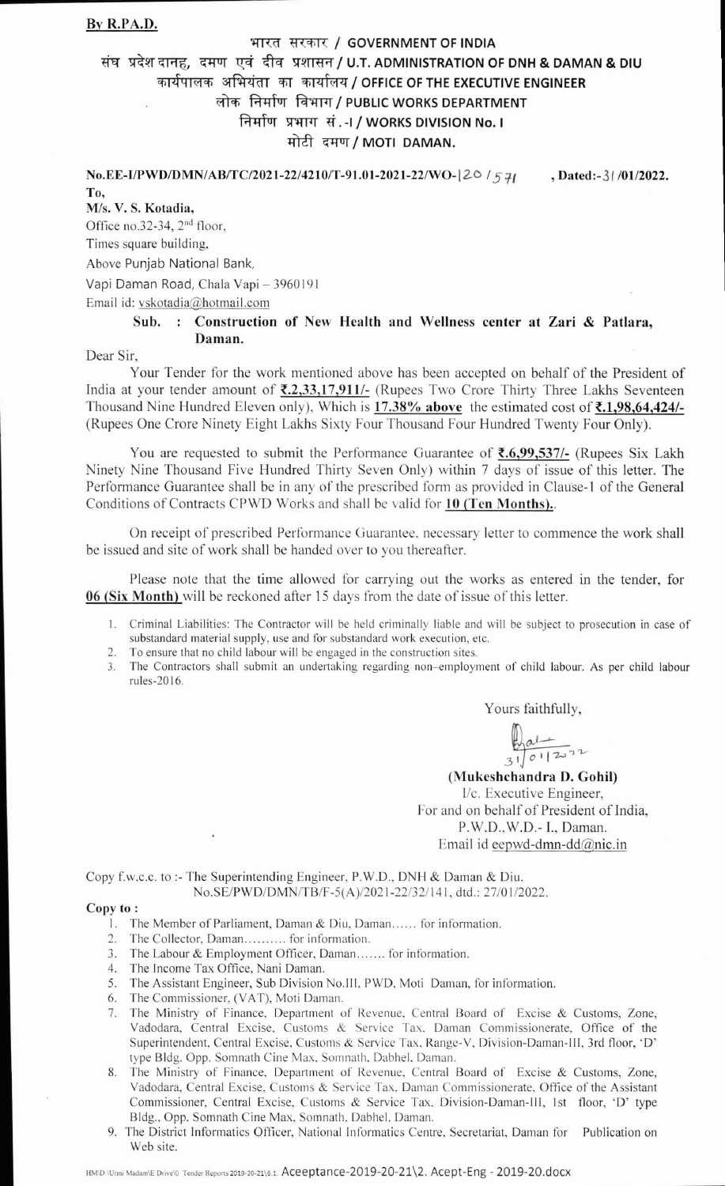**By R.P.A.D.**

भारत सरकार / GOVERNMENT OF INDIA
संघ प्रदेश दानह, दमण एवं दीव प्रशासन / U.T. ADMINISTRATION OF DNH & DAMAN & DIU
कार्यपालक अभियंता का कार्यालय / OFFICE OF THE EXECUTIVE ENGINEER
लोक निर्माण विभाग / PUBLIC WORKS DEPARTMENT
निर्माण प्रभाग सं.-I / WORKS DIVISION No. I
मोटी दमण / MOTI DAMAN.

**No.EE-I/PWD/DMN/AB/TC/2021-22/4210/T-91.01-2021-22/WO-120 / 571 , Dated:-31/01/2022.**

**To,**
**M/s. V. S. Kotadia,**
Office no.32-34, 2nd floor,
Times square building,
Above Punjab National Bank,
Vapi Daman Road, Chala Vapi – 3960191
Email id: vskotadia@hotmail.com

**Sub. : Construction of New Health and Wellness center at Zari & Patlara, Daman.**

Dear Sir,

Your Tender for the work mentioned above has been accepted on behalf of the President of India at your tender amount of **₹.2,33,17,911/-** (Rupees Two Crore Thirty Three Lakhs Seventeen Thousand Nine Hundred Eleven only), Which is **17.38% above** the estimated cost of **₹.1,98,64,424/-** (Rupees One Crore Ninety Eight Lakhs Sixty Four Thousand Four Hundred Twenty Four Only).

You are requested to submit the Performance Guarantee of **₹.6,99,537/-** (Rupees Six Lakh Ninety Nine Thousand Five Hundred Thirty Seven Only) within 7 days of issue of this letter. The Performance Guarantee shall be in any of the prescribed form as provided in Clause-1 of the General Conditions of Contracts CPWD Works and shall be valid for **10 (Ten Months).**.

On receipt of prescribed Performance Guarantee, necessary letter to commence the work shall be issued and site of work shall be handed over to you thereafter.

Please note that the time allowed for carrying out the works as entered in the tender, for **06 (Six Month)** will be reckoned after 15 days from the date of issue of this letter.

1. Criminal Liabilities: The Contractor will be held criminally liable and will be subject to prosecution in case of substandard material supply, use and for substandard work execution, etc.
2. To ensure that no child labour will be engaged in the construction sites.
3. The Contractors shall submit an undertaking regarding non-employment of child labour. As per child labour rules-2016.

Yours faithfully,

31/01/2022

**(Mukeshchandra D. Gohil)**
I/c. Executive Engineer,
For and on behalf of President of India,
P.W.D.,W.D.- I., Daman.
Email id eepwd-dmn-dd@nic.in

Copy f.w.c.c. to :- The Superintending Engineer, P.W.D., DNH & Daman & Diu.
No.SE/PWD/DMN/TB/F-5(A)/2021-22/32/141, dtd.: 27/01/2022.

**Copy to :**

1. The Member of Parliament, Daman & Diu, Daman...... for information.
2. The Collector, Daman.......... for information.
3. The Labour & Employment Officer, Daman....... for information.
4. The Income Tax Office, Nani Daman.
5. The Assistant Engineer, Sub Division No.III, PWD, Moti Daman, for information.
6. The Commissioner, (VAT), Moti Daman.
7. The Ministry of Finance, Department of Revenue, Central Board of Excise & Customs, Zone, Vadodara, Central Excise, Customs & Service Tax, Daman Commissionerate, Office of the Superintendent, Central Excise, Customs & Service Tax, Range-V, Division-Daman-III, 3rd floor, 'D' type Bldg. Opp. Somnath Cine Max, Somnath, Dabhel, Daman.
8. The Ministry of Finance, Department of Revenue, Central Board of Excise & Customs, Zone, Vadodara, Central Excise, Customs & Service Tax, Daman Commissionerate, Office of the Assistant Commissioner, Central Excise, Customs & Service Tax, Division-Daman-III, 1st floor, 'D' type Bldg., Opp. Somnath Cine Max, Somnath, Dabhel, Daman.
9. The District Informatics Officer, National Informatics Centre, Secretariat, Daman for Publication on Web site.

HMD Urmi Madam\E Drive\0 Tender Reports 2019-20-21\6.1 Aceeptance-2019-20-21\2. Acept-Eng - 2019-20.docx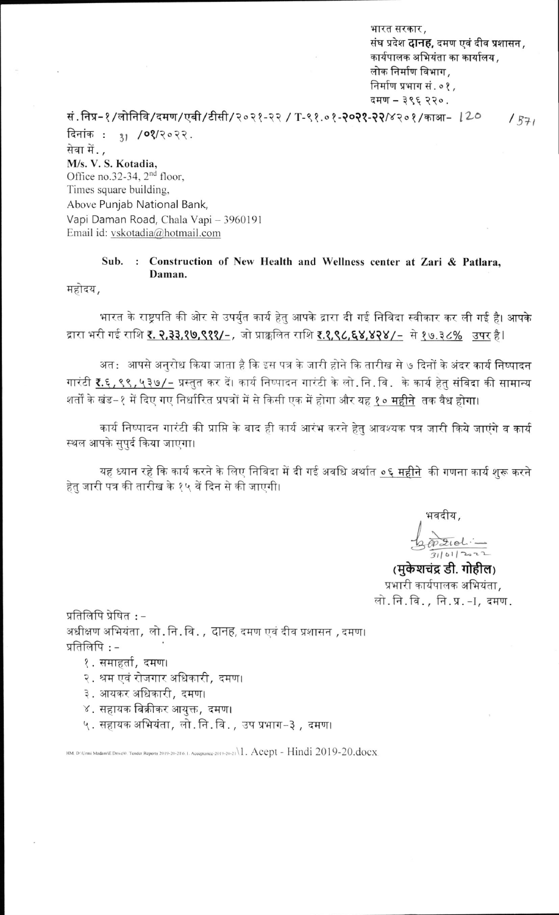भारत सरकार,
संघ प्रदेश **दानह**, दमण एवं दीव प्रशासन,
कार्यपालक अभियंता का कार्यालय,
लोक निर्माण विभाग,
निर्माण प्रभाग सं. ०१,
दमण – ३९६ २२०.

सं. निप्र-१/लोनिवि/दमण/एबी/टीसी/२०२१-२२ / T-९१.०१-**२०२१-२२**/४२०१/काआ- 120 / 571

दिनांक : 31 /०१/२०२२.

सेवा में.,
**M/s. V. S. Kotadia,**
Office no.32-34, 2nd floor,
Times square building,
Above Punjab National Bank,
Vapi Daman Road, Chala Vapi – 3960191
Email id: vskotadia@hotmail.com

**Sub. : Construction of New Health and Wellness center at Zari & Patlara, Daman.**

महोदय,

भारत के राष्ट्रपति की ओर से उपर्युत कार्य हेतु आपके द्वारा दी गई निविदा स्वीकार कर ली गई है। आपके द्वारा भरी गई राशि **र. २,३३,१७,९११/-**, जो प्राक्कलित राशि **र.१,९८,६४,४२४/-** से १७.३८% उपर है।

अत: आपसे अनुरोध किया जाता है कि इस पत्र के जारी होने कि तारीख से ७ दिनों के अंदर कार्य निष्पादन गारंटी **र.६,९९,५३७/-** प्रस्तुत कर दें। कार्य निष्पादन गारंटी के लो.नि.वि. के कार्य हेतु संविदा की सामान्य शर्तो के खंड-१ में दिए गए निर्धारित प्रपत्रों में से किसी एक में होगा और यह १० महीने तक वैध होगा।

कार्य निष्पादन गारंटी की प्राप्ति के बाद ही कार्य आरंभ करने हेतु आवश्यक पत्र जारी किये जाएंगे व कार्य स्थल आपके सुपुर्द किया जाएगा।

यह ध्यान रहे कि कार्य करने के लिए निविदा में दी गई अवधि अर्थात ०६ महीने की गणना कार्य शुरू करने हेतु जारी पत्र की तारीख के १५ वें दिन से की जाएगी।

भवदीय,

31/01/2022

**(मुकेशचंद्र डी. गोहील)**
प्रभारी कार्यपालक अभियंता,
लो.नि.वि., नि.प्र.-I, दमण.

प्रतिलिपि प्रेषित :-
अधीक्षण अभियंता, लो.नि.वि., दानह, दमण एवं दीव प्रशासन, दमण।

प्रतिलिपि :-

१. समाहर्ता, दमण।
२. श्रम एवं रोजगार अधिकारी, दमण।
३. आयकर अधिकारी, दमण।
४. सहायक बिक्रीकर आयुक्त, दमण।
५. सहायक अभियंता, लो.नि.वि., उप प्रभाग-३, दमण।

HM D:\Urmi Madam\E Drive\0. Tender Reports 2019-20-21\6.1. Acceptance-2019-20-21\1. Acept - Hindi 2019-20.docx